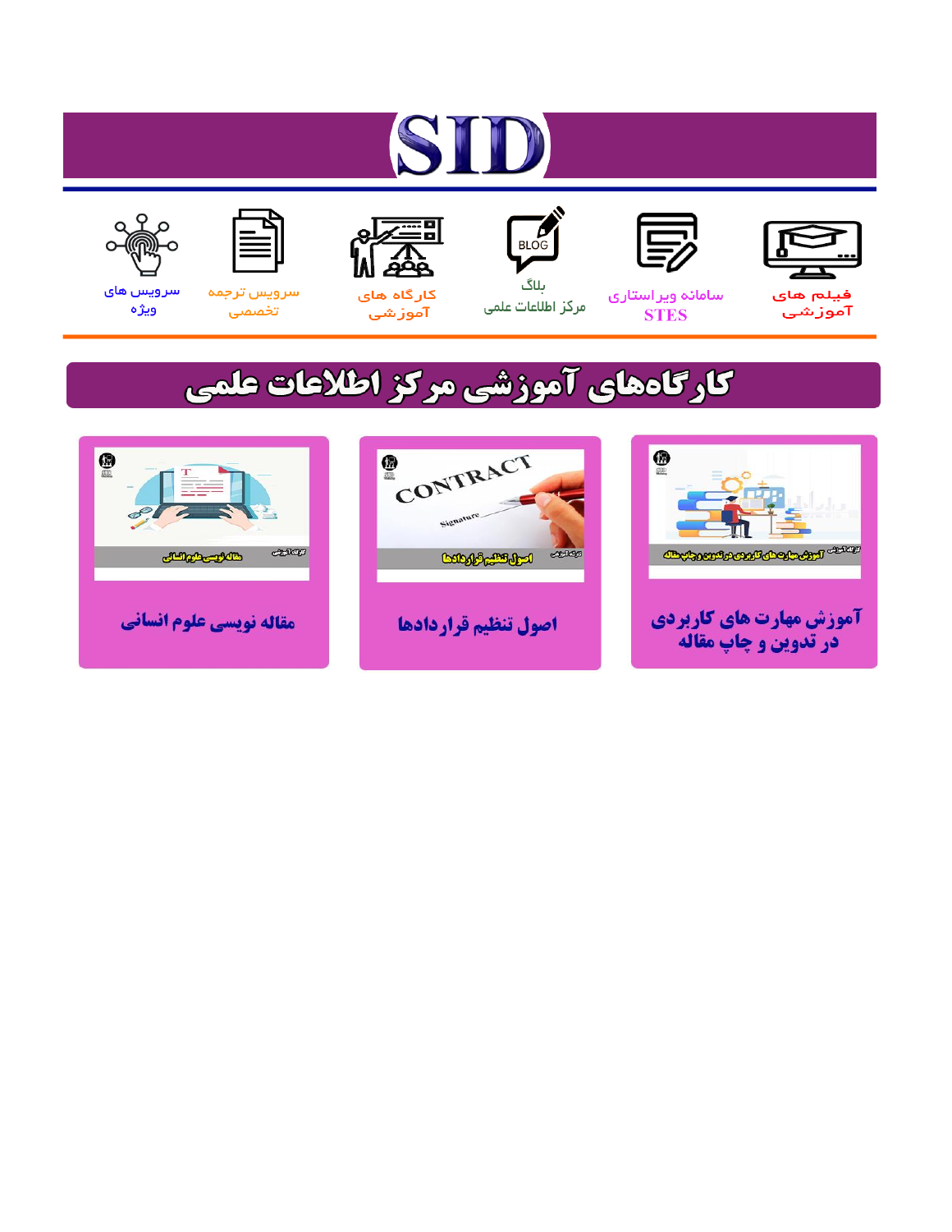# SID

فیلم های آموزشی

سامانه ویراستاری STES

بلاگ مرکز اطلاعات علمی

کارگاه های آموزشی

سرویس ترجمه تخصصی

سرویس های ویژه

## کارگاه‌های آموزشی مرکز اطلاعات علمی

آموزش مهارت های کاربردی در تدوین و چاپ مقاله

اصول تنظیم قراردادها

مقاله نویسی علوم انسانی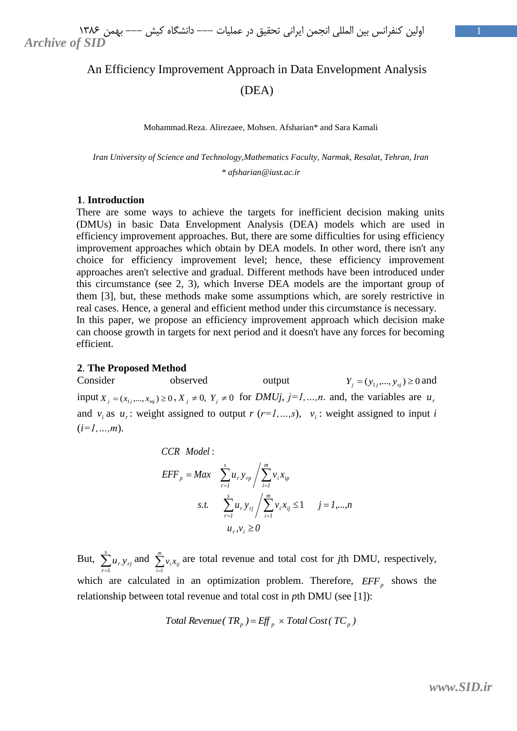# An Efficiency Improvement Approach in Data Envelopment Analysis (DEA)

Mohammad.Reza. Alirezaee, Mohsen. Afsharian* and Sara Kamali

*Iran University of Science and Technology,Mathematics Faculty, Narmak, Resalat, Tehran, Iran*

*\* afsharian@iust.ac.ir*

## 1. Introduction

There are some ways to achieve the targets for inefficient decision making units (DMUs) in basic Data Envelopment Analysis (DEA) models which are used in efficiency improvement approaches. But, there are some difficulties for using efficiency improvement approaches which obtain by DEA models. In other word, there isn't any choice for efficiency improvement level; hence, these efficiency improvement approaches aren't selective and gradual. Different methods have been introduced under this circumstance (see 2, 3), which Inverse DEA models are the important group of them [3], but, these methods make some assumptions which, are sorely restrictive in real cases. Hence, a general and efficient method under this circumstance is necessary.

In this paper, we propose an efficiency improvement approach which decision make can choose growth in targets for next period and it doesn't have any forces for becoming efficient.

## 2. The Proposed Method

Consider observed output $Y_j = (y_{1j},...,y_{sj}) \geq 0$ and input $X_j = (x_{1j},...,x_{mj}) \geq 0$, $X_j \neq 0,\ Y_j \neq 0$ for *DMUj*, *j=1,…,n*. and, the variables are $u_r$ and $v_i$ as $u_r$: weight assigned to output *r* (*r=1,…,s*), $v_i$: weight assigned to input *i* (*i=1,…,m*).

$$
\begin{aligned}
&\textit{CCR Model}: \\
&EFF_p = Max \quad \sum_{r=1}^{s} u_r y_{rp} \Big/ \sum_{i=1}^{m} v_i x_{ip} \\
&\qquad s.t. \quad \sum_{r=1}^{s} u_r y_{rj} \Big/ \sum_{i=1}^{m} v_i x_{ij} \leq 1 \qquad j = 1,...,n \\
&\qquad\qquad\quad u_r, v_i \geq 0
\end{aligned}
$$

But, $\sum_{r=1}^{s} u_r y_{rj}$ and $\sum_{i=1}^{m} v_i x_{ij}$ are total revenue and total cost for *j*th DMU, respectively, which are calculated in an optimization problem. Therefore, $EFF_p$ shows the relationship between total revenue and total cost in *p*th DMU (see [1]):

$$
\textit{Total Revenue}(\,TR_p\,) = \textit{Eff}_p \times \textit{Total Cost}(\,TC_p\,)
$$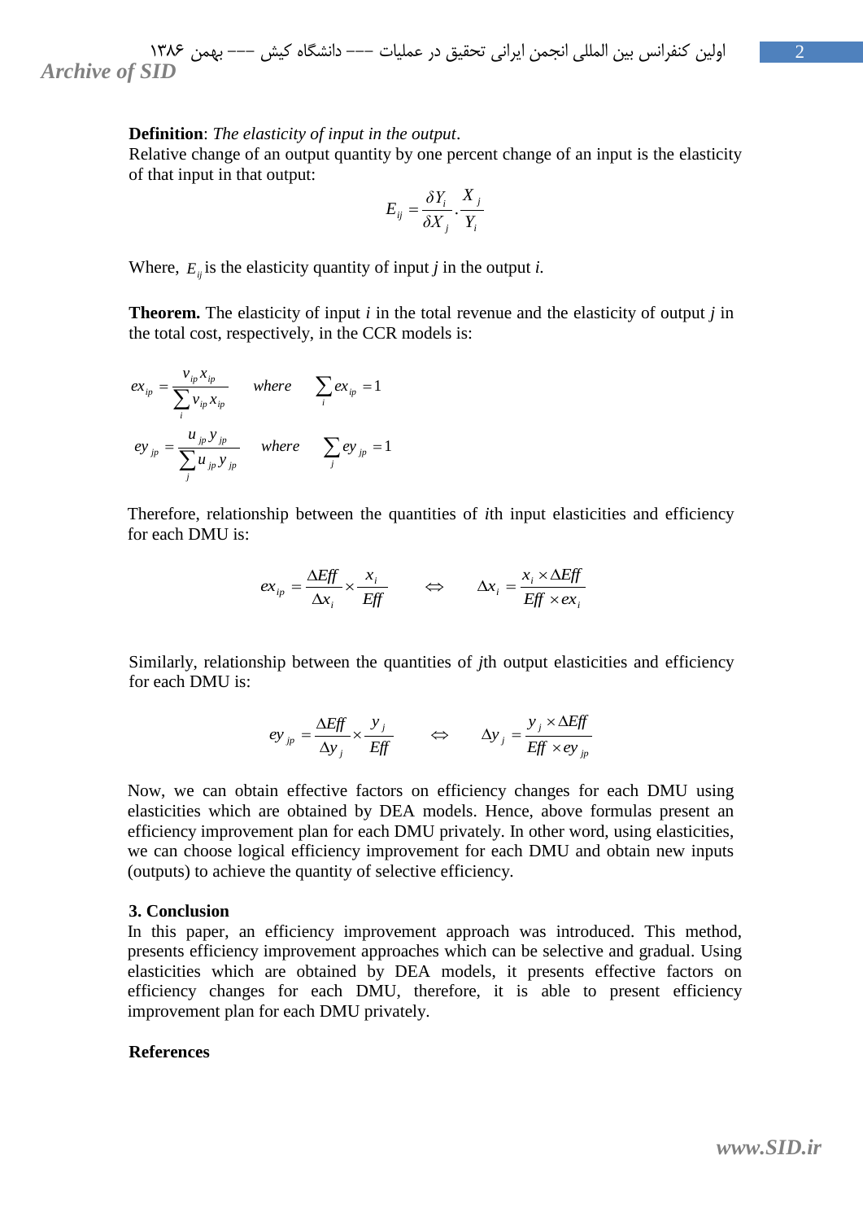**Definition**: *The elasticity of input in the output*.
Relative change of an output quantity by one percent change of an input is the elasticity of that input in that output:

$$E_{ij} = \frac{\delta Y_i}{\delta X_j} \cdot \frac{X_j}{Y_i}$$

Where, $E_{ij}$ is the elasticity quantity of input *j* in the output *i*.

**Theorem.** The elasticity of input *i* in the total revenue and the elasticity of output *j* in the total cost, respectively, in the CCR models is:

$$ex_{ip} = \frac{v_{ip} x_{ip}}{\sum_i v_{ip} x_{ip}} \quad where \quad \sum_i ex_{ip} = 1$$

$$ey_{jp} = \frac{u_{jp} y_{jp}}{\sum_j u_{jp} y_{jp}} \quad where \quad \sum_j ey_{jp} = 1$$

Therefore, relationship between the quantities of *i*th input elasticities and efficiency for each DMU is:

$$ex_{ip} = \frac{\Delta Eff}{\Delta x_i} \times \frac{x_i}{Eff} \quad \Leftrightarrow \quad \Delta x_i = \frac{x_i \times \Delta Eff}{Eff \times ex_i}$$

Similarly, relationship between the quantities of *j*th output elasticities and efficiency for each DMU is:

$$ey_{jp} = \frac{\Delta Eff}{\Delta y_j} \times \frac{y_j}{Eff} \quad \Leftrightarrow \quad \Delta y_j = \frac{y_j \times \Delta Eff}{Eff \times ey_{jp}}$$

Now, we can obtain effective factors on efficiency changes for each DMU using elasticities which are obtained by DEA models. Hence, above formulas present an efficiency improvement plan for each DMU privately. In other word, using elasticities, we can choose logical efficiency improvement for each DMU and obtain new inputs (outputs) to achieve the quantity of selective efficiency.

## 3. Conclusion

In this paper, an efficiency improvement approach was introduced. This method, presents efficiency improvement approaches which can be selective and gradual. Using elasticities which are obtained by DEA models, it presents effective factors on efficiency changes for each DMU, therefore, it is able to present efficiency improvement plan for each DMU privately.

## References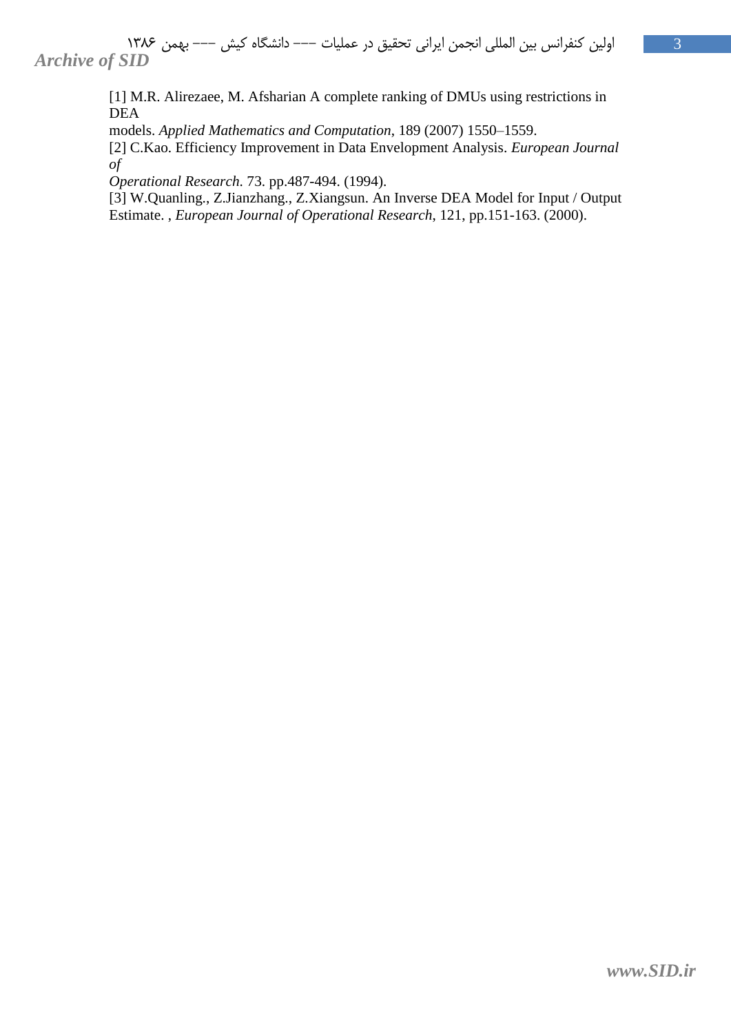[1] M.R. Alirezaee, M. Afsharian A complete ranking of DMUs using restrictions in DEA models. *Applied Mathematics and Computation*, 189 (2007) 1550–1559.

[2] C.Kao. Efficiency Improvement in Data Envelopment Analysis. *European Journal of Operational Research*. 73. pp.487-494. (1994).

[3] W.Quanling., Z.Jianzhang., Z.Xiangsun. An Inverse DEA Model for Input / Output Estimate. , *European Journal of Operational Research*, 121, pp.151-163. (2000).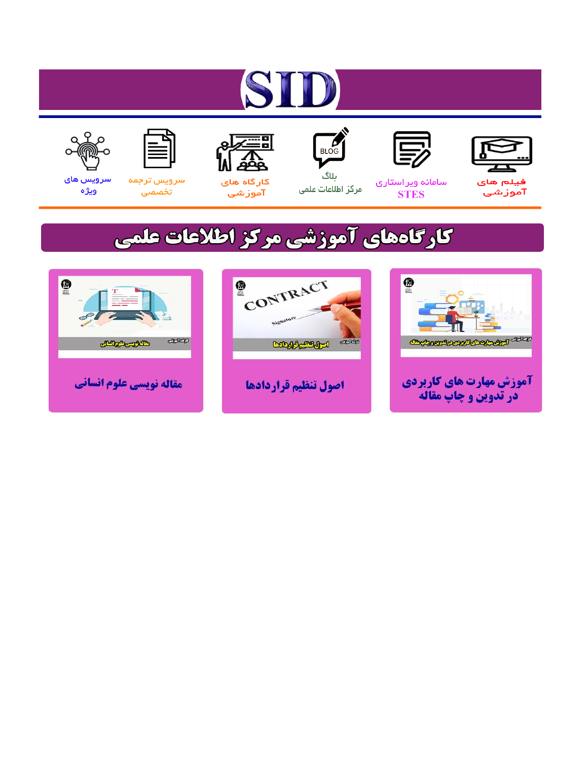# SID

فیلم های آموزشی

سامانه ویراستاری STES

بلاگ مرکز اطلاعات علمی

کارگاه های آموزشی

سرویس ترجمه تخصصی

سرویس های ویژه

## کارگاه‌های آموزشی مرکز اطلاعات علمی

آموزش مهارت های کاربردی در تدوین و چاپ مقاله

اصول تنظیم قراردادها

مقاله نویسی علوم انسانی